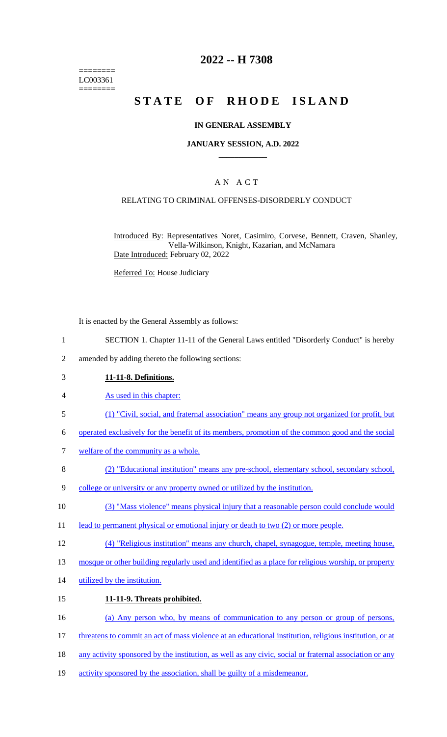========
LC003361
========

# 2022 -- H 7308

# STATE OF RHODE ISLAND

## IN GENERAL ASSEMBLY

### JANUARY SESSION, A.D. 2022

---

## A N A C T

### RELATING TO CRIMINAL OFFENSES-DISORDERLY CONDUCT

Introduced By: Representatives Noret, Casimiro, Corvese, Bennett, Craven, Shanley, Vella-Wilkinson, Knight, Kazarian, and McNamara

Date Introduced: February 02, 2022

Referred To: House Judiciary

It is enacted by the General Assembly as follows:

1 SECTION 1. Chapter 11-11 of the General Laws entitled "Disorderly Conduct" is hereby
2 amended by adding thereto the following sections:

3 **11-11-8. Definitions.**

4 As used in this chapter:

5 (1) "Civil, social, and fraternal association" means any group not organized for profit, but
6 operated exclusively for the benefit of its members, promotion of the common good and the social
7 welfare of the community as a whole.

8 (2) "Educational institution" means any pre-school, elementary school, secondary school,
9 college or university or any property owned or utilized by the institution.

10 (3) "Mass violence" means physical injury that a reasonable person could conclude would
11 lead to permanent physical or emotional injury or death to two (2) or more people.

12 (4) "Religious institution" means any church, chapel, synagogue, temple, meeting house,
13 mosque or other building regularly used and identified as a place for religious worship, or property
14 utilized by the institution.

15 **11-11-9. Threats prohibited.**

16 (a) Any person who, by means of communication to any person or group of persons,
17 threatens to commit an act of mass violence at an educational institution, religious institution, or at
18 any activity sponsored by the institution, as well as any civic, social or fraternal association or any
19 activity sponsored by the association, shall be guilty of a misdemeanor.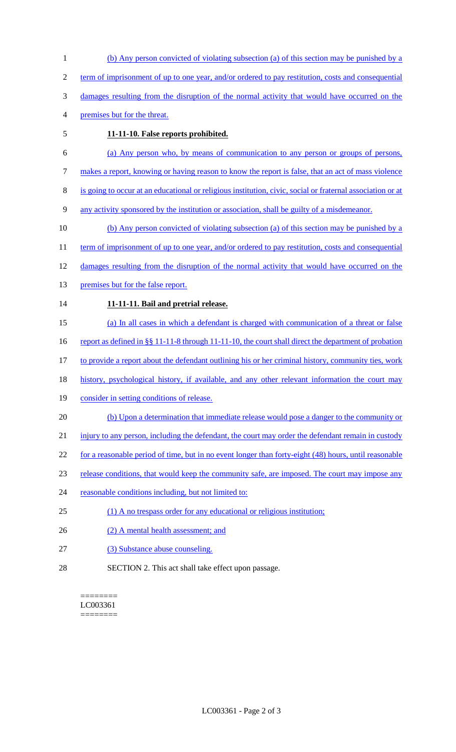(b) Any person convicted of violating subsection (a) of this section may be punished by a term of imprisonment of up to one year, and/or ordered to pay restitution, costs and consequential damages resulting from the disruption of the normal activity that would have occurred on the premises but for the threat.

**11-11-10. False reports prohibited.**

(a) Any person who, by means of communication to any person or groups of persons, makes a report, knowing or having reason to know the report is false, that an act of mass violence is going to occur at an educational or religious institution, civic, social or fraternal association or at any activity sponsored by the institution or association, shall be guilty of a misdemeanor.

(b) Any person convicted of violating subsection (a) of this section may be punished by a term of imprisonment of up to one year, and/or ordered to pay restitution, costs and consequential damages resulting from the disruption of the normal activity that would have occurred on the premises but for the false report.

**11-11-11. Bail and pretrial release.**

(a) In all cases in which a defendant is charged with communication of a threat or false report as defined in §§ 11-11-8 through 11-11-10, the court shall direct the department of probation to provide a report about the defendant outlining his or her criminal history, community ties, work history, psychological history, if available, and any other relevant information the court may consider in setting conditions of release.

(b) Upon a determination that immediate release would pose a danger to the community or injury to any person, including the defendant, the court may order the defendant remain in custody for a reasonable period of time, but in no event longer than forty-eight (48) hours, until reasonable release conditions, that would keep the community safe, are imposed. The court may impose any reasonable conditions including, but not limited to:

(1) A no trespass order for any educational or religious institution;

(2) A mental health assessment; and

(3) Substance abuse counseling.

SECTION 2. This act shall take effect upon passage.

========
LC003361
========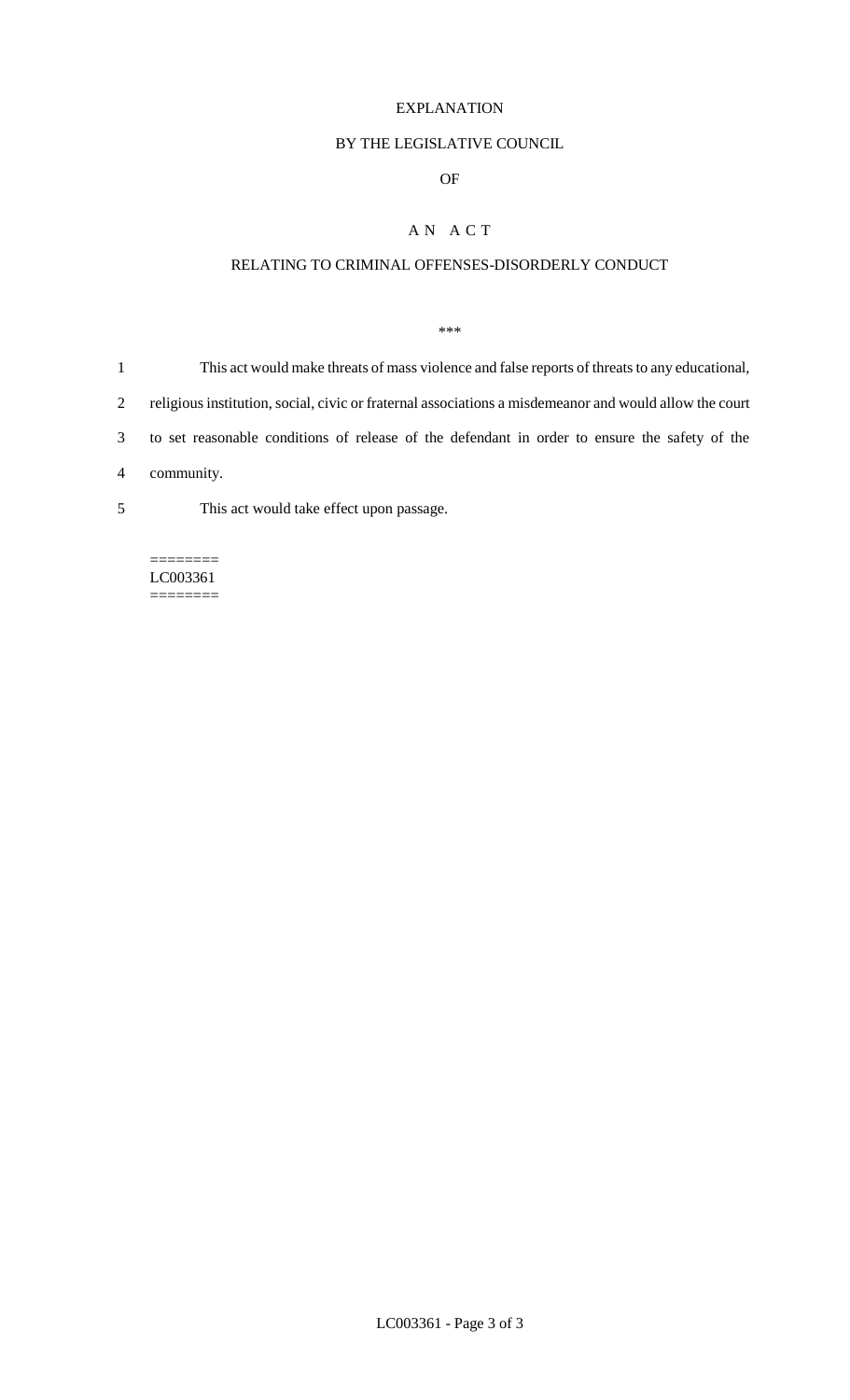EXPLANATION

BY THE LEGISLATIVE COUNCIL

OF

A N A C T

RELATING TO CRIMINAL OFFENSES-DISORDERLY CONDUCT

\*\*\*

This act would make threats of mass violence and false reports of threats to any educational, religious institution, social, civic or fraternal associations a misdemeanor and would allow the court to set reasonable conditions of release of the defendant in order to ensure the safety of the community.

This act would take effect upon passage.

========
LC003361
========